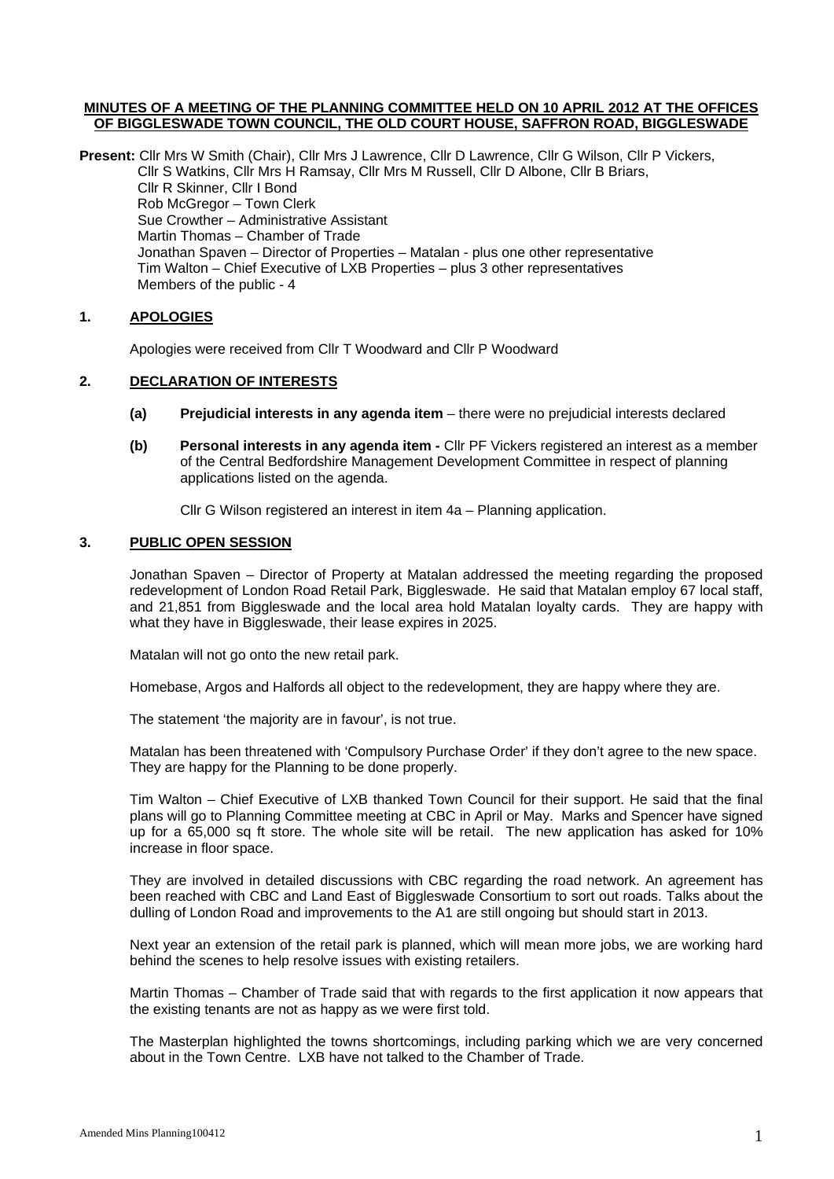**MINUTES OF A MEETING OF THE PLANNING COMMITTEE HELD ON 10 APRIL 2012 AT THE OFFICES OF BIGGLESWADE TOWN COUNCIL, THE OLD COURT HOUSE, SAFFRON ROAD, BIGGLESWADE**

**Present:** Cllr Mrs W Smith (Chair), Cllr Mrs J Lawrence, Cllr D Lawrence, Cllr G Wilson, Cllr P Vickers, Cllr S Watkins, Cllr Mrs H Ramsay, Cllr Mrs M Russell, Cllr D Albone, Cllr B Briars, Cllr R Skinner, Cllr I Bond
Rob McGregor – Town Clerk
Sue Crowther – Administrative Assistant
Martin Thomas – Chamber of Trade
Jonathan Spaven – Director of Properties – Matalan - plus one other representative
Tim Walton – Chief Executive of LXB Properties – plus 3 other representatives
Members of the public - 4

## 1. APOLOGIES

Apologies were received from Cllr T Woodward and Cllr P Woodward

## 2. DECLARATION OF INTERESTS

**(a) Prejudicial interests in any agenda item** – there were no prejudicial interests declared

**(b) Personal interests in any agenda item -** Cllr PF Vickers registered an interest as a member of the Central Bedfordshire Management Development Committee in respect of planning applications listed on the agenda.

Cllr G Wilson registered an interest in item 4a – Planning application.

## 3. PUBLIC OPEN SESSION

Jonathan Spaven – Director of Property at Matalan addressed the meeting regarding the proposed redevelopment of London Road Retail Park, Biggleswade. He said that Matalan employ 67 local staff, and 21,851 from Biggleswade and the local area hold Matalan loyalty cards. They are happy with what they have in Biggleswade, their lease expires in 2025.

Matalan will not go onto the new retail park.

Homebase, Argos and Halfords all object to the redevelopment, they are happy where they are.

The statement 'the majority are in favour', is not true.

Matalan has been threatened with 'Compulsory Purchase Order' if they don't agree to the new space. They are happy for the Planning to be done properly.

Tim Walton – Chief Executive of LXB thanked Town Council for their support. He said that the final plans will go to Planning Committee meeting at CBC in April or May. Marks and Spencer have signed up for a 65,000 sq ft store. The whole site will be retail. The new application has asked for 10% increase in floor space.

They are involved in detailed discussions with CBC regarding the road network. An agreement has been reached with CBC and Land East of Biggleswade Consortium to sort out roads. Talks about the dulling of London Road and improvements to the A1 are still ongoing but should start in 2013.

Next year an extension of the retail park is planned, which will mean more jobs, we are working hard behind the scenes to help resolve issues with existing retailers.

Martin Thomas – Chamber of Trade said that with regards to the first application it now appears that the existing tenants are not as happy as we were first told.

The Masterplan highlighted the towns shortcomings, including parking which we are very concerned about in the Town Centre. LXB have not talked to the Chamber of Trade.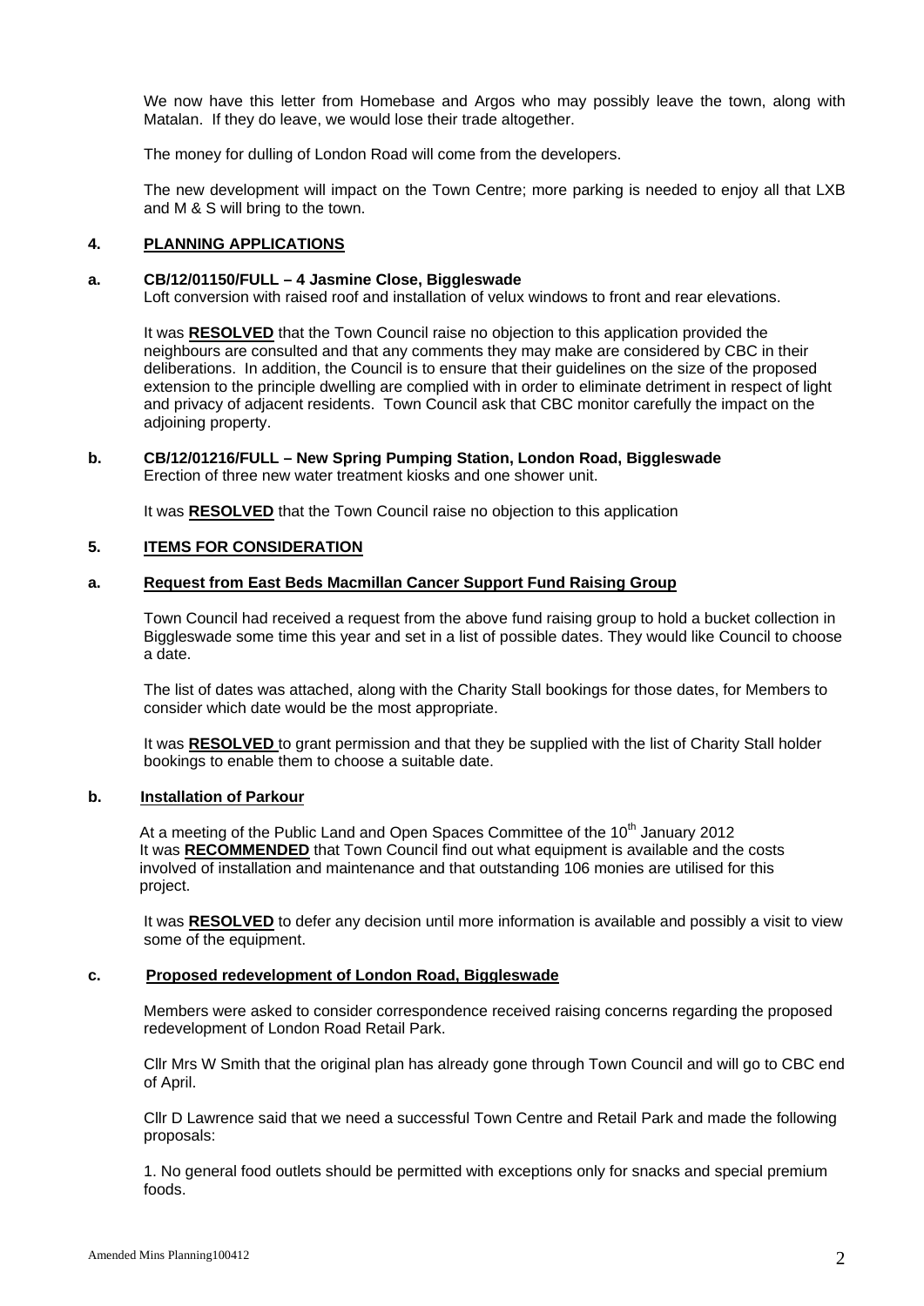We now have this letter from Homebase and Argos who may possibly leave the town, along with Matalan. If they do leave, we would lose their trade altogether.

The money for dulling of London Road will come from the developers.

The new development will impact on the Town Centre; more parking is needed to enjoy all that LXB and M & S will bring to the town.

## 4. PLANNING APPLICATIONS

### a. CB/12/01150/FULL – 4 Jasmine Close, Biggleswade

Loft conversion with raised roof and installation of velux windows to front and rear elevations.

It was **RESOLVED** that the Town Council raise no objection to this application provided the neighbours are consulted and that any comments they may make are considered by CBC in their deliberations. In addition, the Council is to ensure that their guidelines on the size of the proposed extension to the principle dwelling are complied with in order to eliminate detriment in respect of light and privacy of adjacent residents. Town Council ask that CBC monitor carefully the impact on the adjoining property.

### b. CB/12/01216/FULL – New Spring Pumping Station, London Road, Biggleswade

Erection of three new water treatment kiosks and one shower unit.

It was **RESOLVED** that the Town Council raise no objection to this application

## 5. ITEMS FOR CONSIDERATION

### a. Request from East Beds Macmillan Cancer Support Fund Raising Group

Town Council had received a request from the above fund raising group to hold a bucket collection in Biggleswade some time this year and set in a list of possible dates. They would like Council to choose a date.

The list of dates was attached, along with the Charity Stall bookings for those dates, for Members to consider which date would be the most appropriate.

It was **RESOLVED** to grant permission and that they be supplied with the list of Charity Stall holder bookings to enable them to choose a suitable date.

### b. Installation of Parkour

At a meeting of the Public Land and Open Spaces Committee of the 10th January 2012 It was **RECOMMENDED** that Town Council find out what equipment is available and the costs involved of installation and maintenance and that outstanding 106 monies are utilised for this project.

It was **RESOLVED** to defer any decision until more information is available and possibly a visit to view some of the equipment.

### c. Proposed redevelopment of London Road, Biggleswade

Members were asked to consider correspondence received raising concerns regarding the proposed redevelopment of London Road Retail Park.

Cllr Mrs W Smith that the original plan has already gone through Town Council and will go to CBC end of April.

Cllr D Lawrence said that we need a successful Town Centre and Retail Park and made the following proposals:

1. No general food outlets should be permitted with exceptions only for snacks and special premium foods.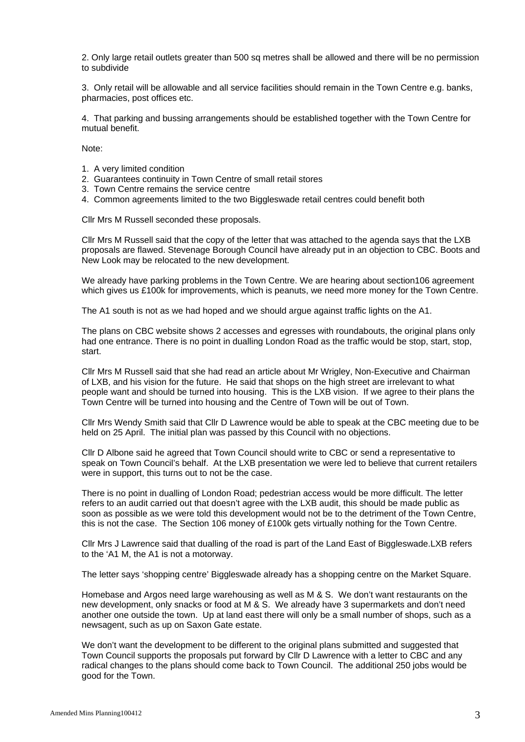2. Only large retail outlets greater than 500 sq metres shall be allowed and there will be no permission to subdivide

3. Only retail will be allowable and all service facilities should remain in the Town Centre e.g. banks, pharmacies, post offices etc.

4. That parking and bussing arrangements should be established together with the Town Centre for mutual benefit.

Note:

1. A very limited condition
2. Guarantees continuity in Town Centre of small retail stores
3. Town Centre remains the service centre
4. Common agreements limited to the two Biggleswade retail centres could benefit both

Cllr Mrs M Russell seconded these proposals.

Cllr Mrs M Russell said that the copy of the letter that was attached to the agenda says that the LXB proposals are flawed. Stevenage Borough Council have already put in an objection to CBC. Boots and New Look may be relocated to the new development.

We already have parking problems in the Town Centre. We are hearing about section106 agreement which gives us £100k for improvements, which is peanuts, we need more money for the Town Centre.

The A1 south is not as we had hoped and we should argue against traffic lights on the A1.

The plans on CBC website shows 2 accesses and egresses with roundabouts, the original plans only had one entrance. There is no point in dualling London Road as the traffic would be stop, start, stop, start.

Cllr Mrs M Russell said that she had read an article about Mr Wrigley, Non-Executive and Chairman of LXB, and his vision for the future. He said that shops on the high street are irrelevant to what people want and should be turned into housing. This is the LXB vision. If we agree to their plans the Town Centre will be turned into housing and the Centre of Town will be out of Town.

Cllr Mrs Wendy Smith said that Cllr D Lawrence would be able to speak at the CBC meeting due to be held on 25 April. The initial plan was passed by this Council with no objections.

Cllr D Albone said he agreed that Town Council should write to CBC or send a representative to speak on Town Council's behalf. At the LXB presentation we were led to believe that current retailers were in support, this turns out to not be the case.

There is no point in dualling of London Road; pedestrian access would be more difficult. The letter refers to an audit carried out that doesn't agree with the LXB audit, this should be made public as soon as possible as we were told this development would not be to the detriment of the Town Centre, this is not the case. The Section 106 money of £100k gets virtually nothing for the Town Centre.

Cllr Mrs J Lawrence said that dualling of the road is part of the Land East of Biggleswade.LXB refers to the 'A1 M, the A1 is not a motorway.

The letter says 'shopping centre' Biggleswade already has a shopping centre on the Market Square.

Homebase and Argos need large warehousing as well as M & S. We don't want restaurants on the new development, only snacks or food at M & S. We already have 3 supermarkets and don't need another one outside the town. Up at land east there will only be a small number of shops, such as a newsagent, such as up on Saxon Gate estate.

We don't want the development to be different to the original plans submitted and suggested that Town Council supports the proposals put forward by Cllr D Lawrence with a letter to CBC and any radical changes to the plans should come back to Town Council. The additional 250 jobs would be good for the Town.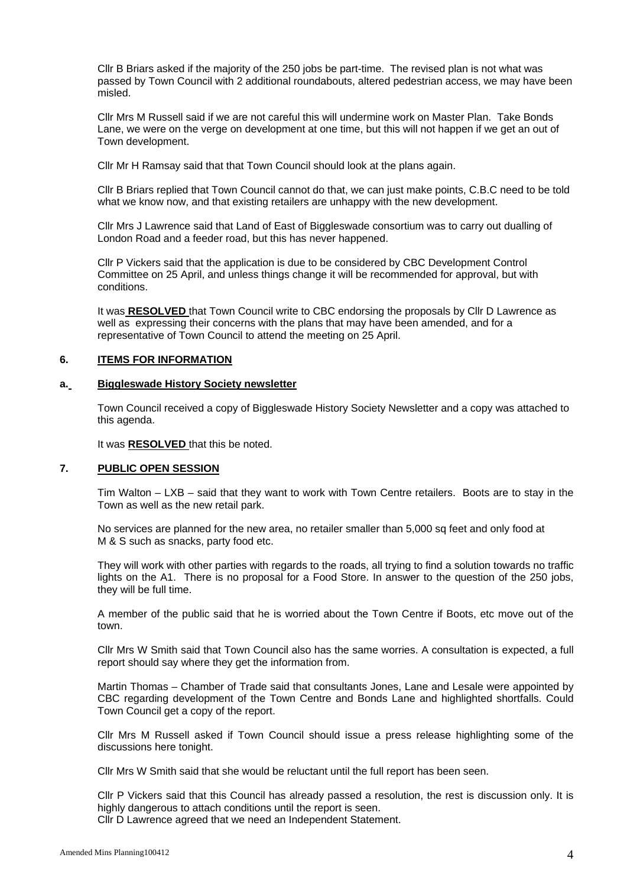Cllr B Briars asked if the majority of the 250 jobs be part-time. The revised plan is not what was passed by Town Council with 2 additional roundabouts, altered pedestrian access, we may have been misled.

Cllr Mrs M Russell said if we are not careful this will undermine work on Master Plan. Take Bonds Lane, we were on the verge on development at one time, but this will not happen if we get an out of Town development.

Cllr Mr H Ramsay said that that Town Council should look at the plans again.

Cllr B Briars replied that Town Council cannot do that, we can just make points, C.B.C need to be told what we know now, and that existing retailers are unhappy with the new development.

Cllr Mrs J Lawrence said that Land of East of Biggleswade consortium was to carry out dualling of London Road and a feeder road, but this has never happened.

Cllr P Vickers said that the application is due to be considered by CBC Development Control Committee on 25 April, and unless things change it will be recommended for approval, but with conditions.

It was **RESOLVED** that Town Council write to CBC endorsing the proposals by Cllr D Lawrence as well as expressing their concerns with the plans that may have been amended, and for a representative of Town Council to attend the meeting on 25 April.

## 6. ITEMS FOR INFORMATION

### a. Biggleswade History Society newsletter

Town Council received a copy of Biggleswade History Society Newsletter and a copy was attached to this agenda.

It was **RESOLVED** that this be noted.

## 7. PUBLIC OPEN SESSION

Tim Walton – LXB – said that they want to work with Town Centre retailers. Boots are to stay in the Town as well as the new retail park.

No services are planned for the new area, no retailer smaller than 5,000 sq feet and only food at M & S such as snacks, party food etc.

They will work with other parties with regards to the roads, all trying to find a solution towards no traffic lights on the A1. There is no proposal for a Food Store. In answer to the question of the 250 jobs, they will be full time.

A member of the public said that he is worried about the Town Centre if Boots, etc move out of the town.

Cllr Mrs W Smith said that Town Council also has the same worries. A consultation is expected, a full report should say where they get the information from.

Martin Thomas – Chamber of Trade said that consultants Jones, Lane and Lesale were appointed by CBC regarding development of the Town Centre and Bonds Lane and highlighted shortfalls. Could Town Council get a copy of the report.

Cllr Mrs M Russell asked if Town Council should issue a press release highlighting some of the discussions here tonight.

Cllr Mrs W Smith said that she would be reluctant until the full report has been seen.

Cllr P Vickers said that this Council has already passed a resolution, the rest is discussion only. It is highly dangerous to attach conditions until the report is seen.
Cllr D Lawrence agreed that we need an Independent Statement.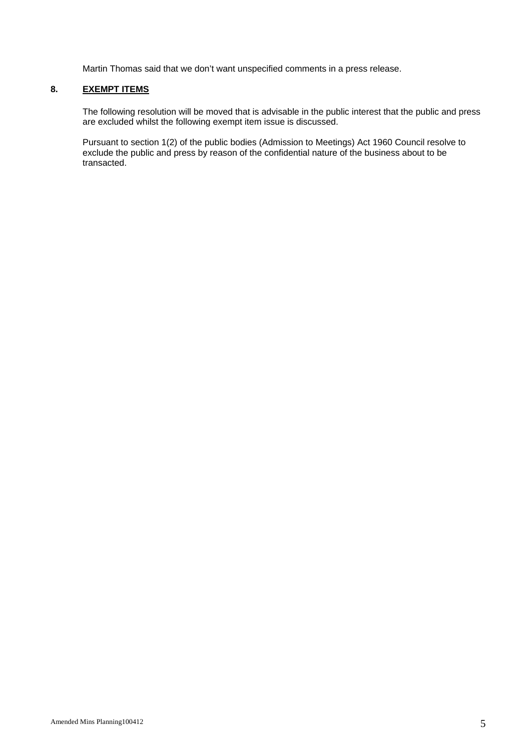Martin Thomas said that we don't want unspecified comments in a press release.

## 8. **EXEMPT ITEMS**

The following resolution will be moved that is advisable in the public interest that the public and press are excluded whilst the following exempt item issue is discussed.

Pursuant to section 1(2) of the public bodies (Admission to Meetings) Act 1960 Council resolve to exclude the public and press by reason of the confidential nature of the business about to be transacted.